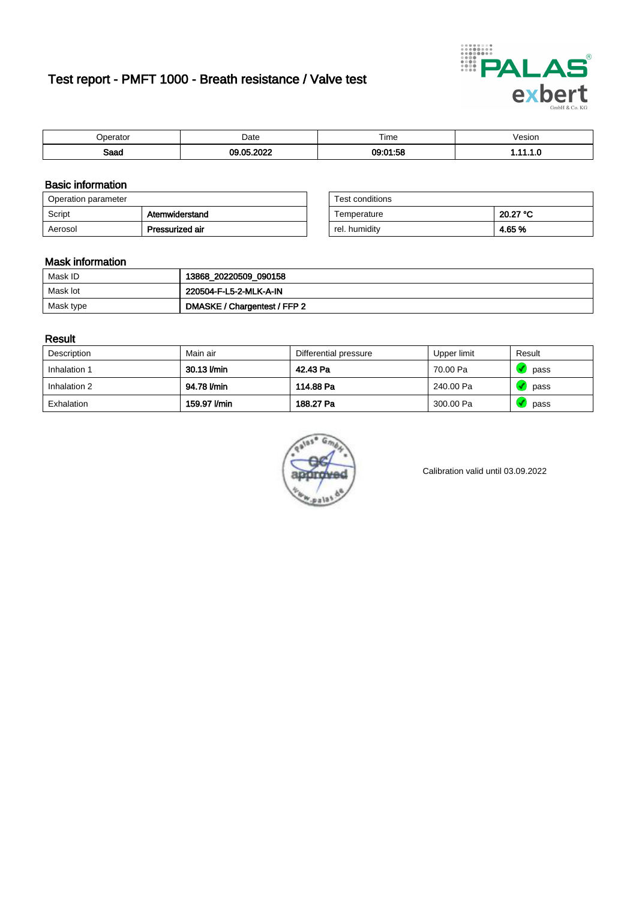# Test report - PMFT 1000 - Breath resistance / Valve test

| Operator | Date | Time | Vesion |
|---|---|---|---|
| **Saad** | **09.05.2022** | **09:01:58** | **1.11.1.0** |

## Basic information

| Operation parameter | |
|---|---|
| Script | **Atemwiderstand** |
| Aerosol | **Pressurized air** |

| Test conditions | |
|---|---|
| Temperature | **20.27 °C** |
| rel. humidity | **4.65 %** |

## Mask information

| | |
|---|---|
| Mask ID | **13868_20220509_090158** |
| Mask lot | **220504-F-L5-2-MLK-A-IN** |
| Mask type | **DMASKE / Chargentest / FFP 2** |

## Result

| Description | Main air | Differential pressure | Upper limit | Result |
|---|---|---|---|---|
| Inhalation 1 | **30.13 l/min** | **42.43 Pa** | 70.00 Pa | pass |
| Inhalation 2 | **94.78 l/min** | **114.88 Pa** | 240.00 Pa | pass |
| Exhalation | **159.97 l/min** | **188.27 Pa** | 300.00 Pa | pass |

Calibration valid until 03.09.2022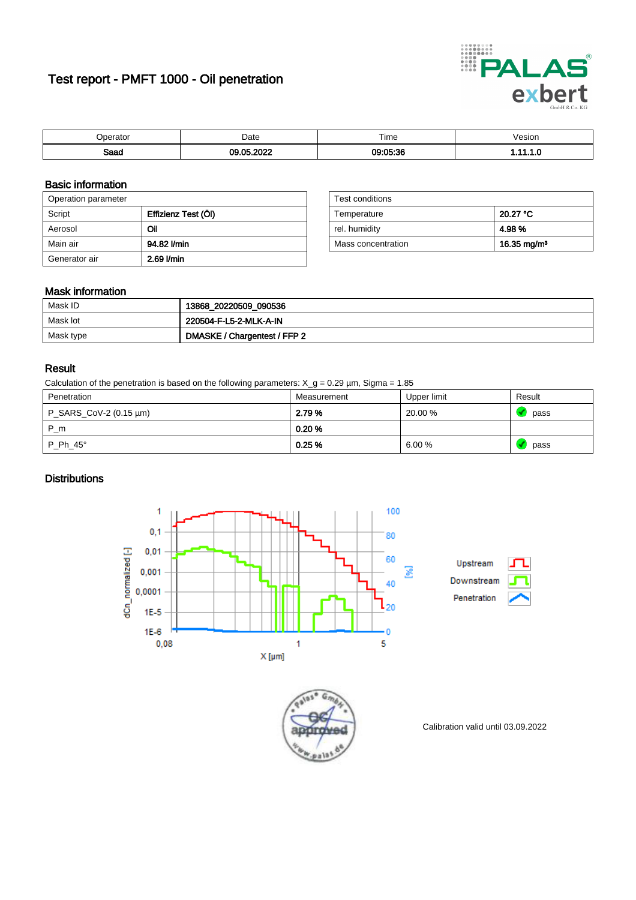# Test report - PMFT 1000 - Oil penetration

| Operator | Date | Time | Vesion |
|---|---|---|---|
| **Saad** | **09.05.2022** | **09:05:36** | **1.11.1.0** |

## Basic information

| Operation parameter | |
|---|---|
| Script | **Effizienz Test (Öl)** |
| Aerosol | **Oil** |
| Main air | **94.82 l/min** |
| Generator air | **2.69 l/min** |

| Test conditions | |
|---|---|
| Temperature | **20.27 °C** |
| rel. humidity | **4.98 %** |
| Mass concentration | **16.35 mg/m³** |

## Mask information

| | |
|---|---|
| Mask ID | **13868_20220509_090536** |
| Mask lot | **220504-F-L5-2-MLK-A-IN** |
| Mask type | **DMASKE / Chargentest / FFP 2** |

## Result

Calculation of the penetration is based on the following parameters: X_g = 0.29 µm, Sigma = 1.85

| Penetration | Measurement | Upper limit | Result |
|---|---|---|---|
| P_SARS_CoV-2 (0.15 µm) | **2.79 %** | 20.00 % | pass |
| P_m | **0.20 %** | | |
| P_Ph_45° | **0.25 %** | 6.00 % | pass |

## Distributions

dCn_normalized [-]
1
0,1
0,01
0,001
0,0001
1E-5
1E-6
0,08
1
5
X [µm]
[%]
100
80
60
40
20
0
Upstream
Downstream
Penetration

Palas® GmbH
QC approved
www.palas.de

Calibration valid until 03.09.2022